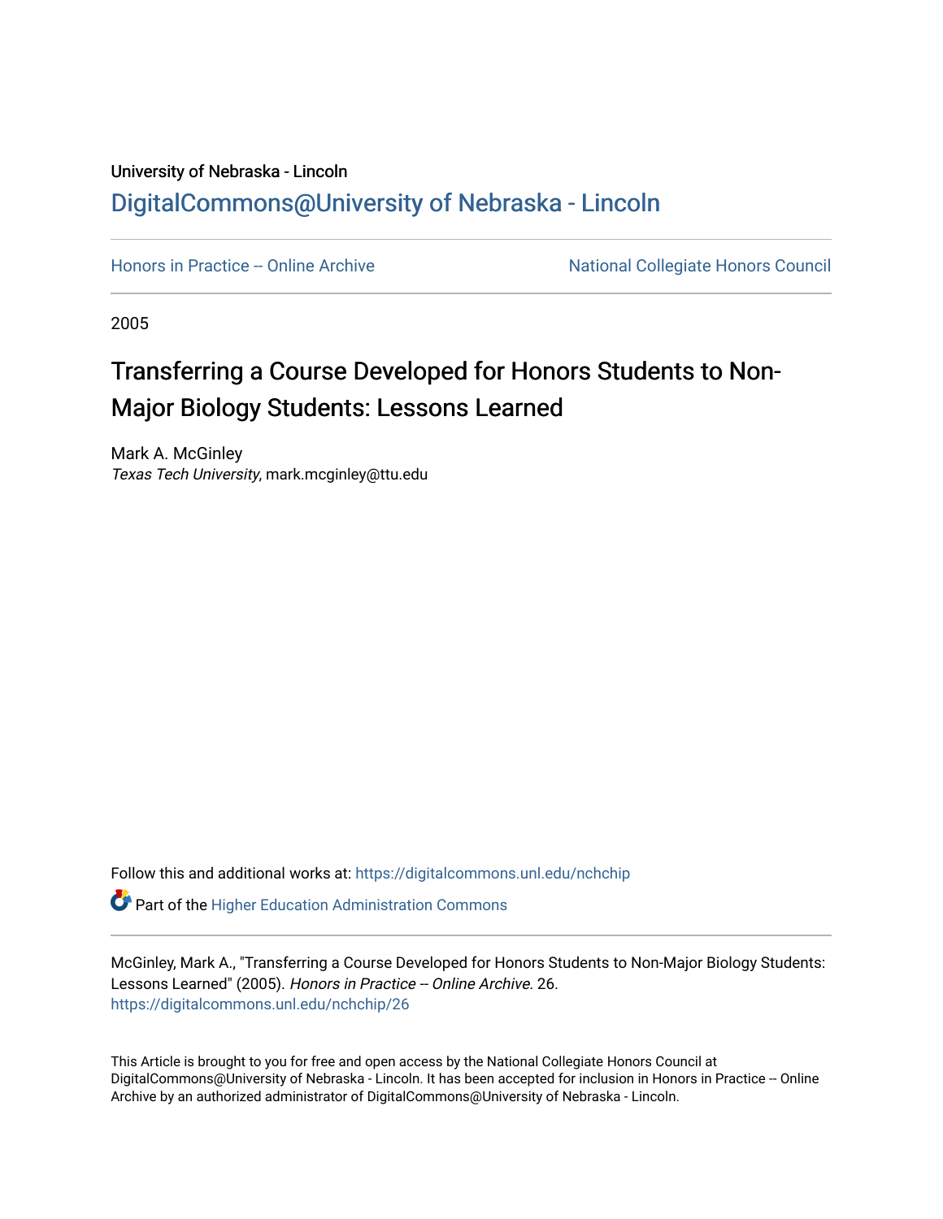University of Nebraska - Lincoln

## DigitalCommons@University of Nebraska - Lincoln

Honors in Practice -- Online Archive

National Collegiate Honors Council

2005

# Transferring a Course Developed for Honors Students to Non-Major Biology Students: Lessons Learned

Mark A. McGinley
*Texas Tech University*, mark.mcginley@ttu.edu

Follow this and additional works at: https://digitalcommons.unl.edu/nchchip

Part of the Higher Education Administration Commons

McGinley, Mark A., "Transferring a Course Developed for Honors Students to Non-Major Biology Students: Lessons Learned" (2005). *Honors in Practice -- Online Archive*. 26.
https://digitalcommons.unl.edu/nchchip/26

This Article is brought to you for free and open access by the National Collegiate Honors Council at DigitalCommons@University of Nebraska - Lincoln. It has been accepted for inclusion in Honors in Practice -- Online Archive by an authorized administrator of DigitalCommons@University of Nebraska - Lincoln.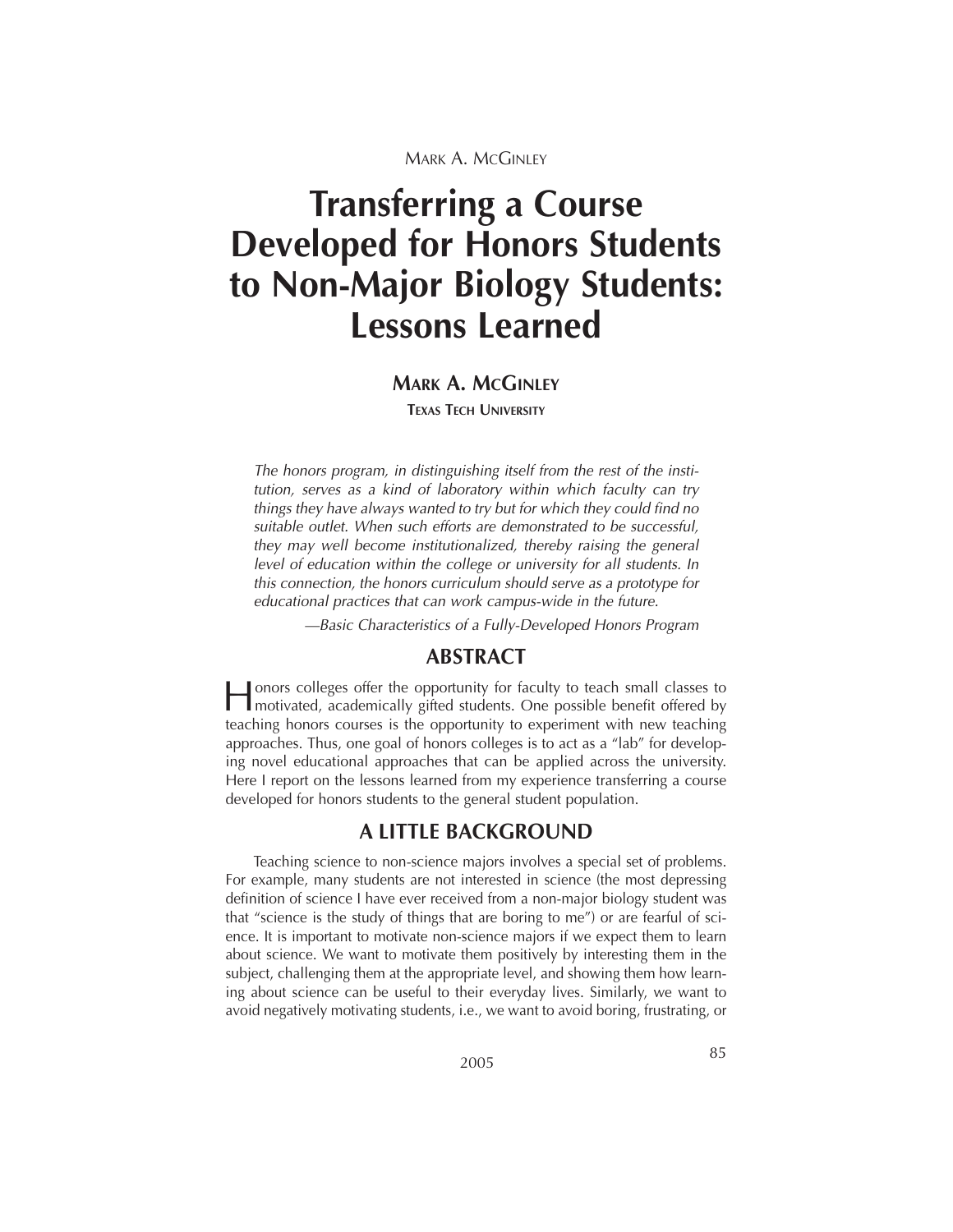# Transferring a Course Developed for Honors Students to Non-Major Biology Students: Lessons Learned

**MARK A. MCGINLEY**

**TEXAS TECH UNIVERSITY**

*The honors program, in distinguishing itself from the rest of the institution, serves as a kind of laboratory within which faculty can try things they have always wanted to try but for which they could find no suitable outlet. When such efforts are demonstrated to be successful, they may well become institutionalized, thereby raising the general level of education within the college or university for all students. In this connection, the honors curriculum should serve as a prototype for educational practices that can work campus-wide in the future.*

*—Basic Characteristics of a Fully-Developed Honors Program*

## ABSTRACT

Honors colleges offer the opportunity for faculty to teach small classes to motivated, academically gifted students. One possible benefit offered by teaching honors courses is the opportunity to experiment with new teaching approaches. Thus, one goal of honors colleges is to act as a "lab" for developing novel educational approaches that can be applied across the university. Here I report on the lessons learned from my experience transferring a course developed for honors students to the general student population.

## A LITTLE BACKGROUND

Teaching science to non-science majors involves a special set of problems. For example, many students are not interested in science (the most depressing definition of science I have ever received from a non-major biology student was that "science is the study of things that are boring to me") or are fearful of science. It is important to motivate non-science majors if we expect them to learn about science. We want to motivate them positively by interesting them in the subject, challenging them at the appropriate level, and showing them how learning about science can be useful to their everyday lives. Similarly, we want to avoid negatively motivating students, i.e., we want to avoid boring, frustrating, or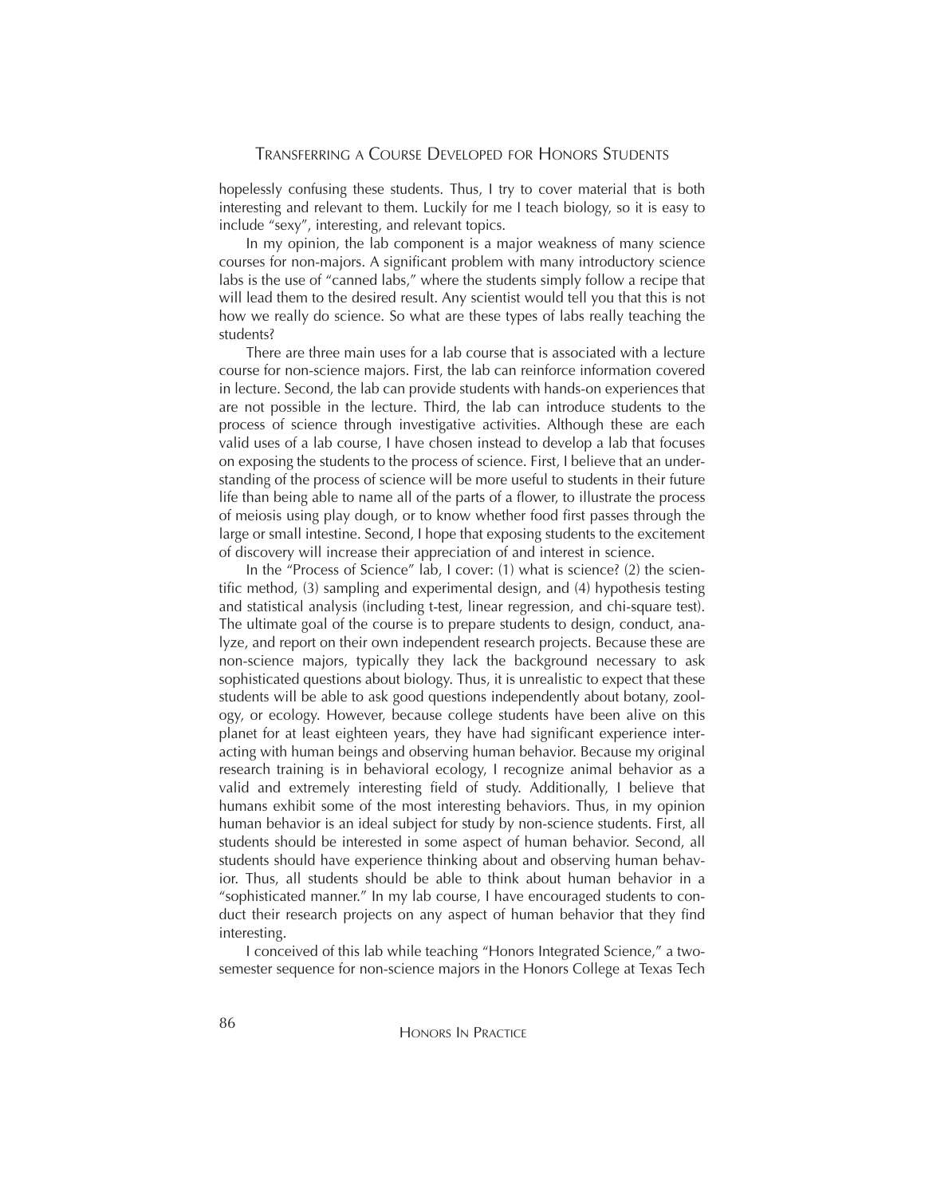hopelessly confusing these students. Thus, I try to cover material that is both interesting and relevant to them. Luckily for me I teach biology, so it is easy to include "sexy", interesting, and relevant topics.

In my opinion, the lab component is a major weakness of many science courses for non-majors. A significant problem with many introductory science labs is the use of "canned labs," where the students simply follow a recipe that will lead them to the desired result. Any scientist would tell you that this is not how we really do science. So what are these types of labs really teaching the students?

There are three main uses for a lab course that is associated with a lecture course for non-science majors. First, the lab can reinforce information covered in lecture. Second, the lab can provide students with hands-on experiences that are not possible in the lecture. Third, the lab can introduce students to the process of science through investigative activities. Although these are each valid uses of a lab course, I have chosen instead to develop a lab that focuses on exposing the students to the process of science. First, I believe that an understanding of the process of science will be more useful to students in their future life than being able to name all of the parts of a flower, to illustrate the process of meiosis using play dough, or to know whether food first passes through the large or small intestine. Second, I hope that exposing students to the excitement of discovery will increase their appreciation of and interest in science.

In the "Process of Science" lab, I cover: (1) what is science? (2) the scientific method, (3) sampling and experimental design, and (4) hypothesis testing and statistical analysis (including t-test, linear regression, and chi-square test). The ultimate goal of the course is to prepare students to design, conduct, analyze, and report on their own independent research projects. Because these are non-science majors, typically they lack the background necessary to ask sophisticated questions about biology. Thus, it is unrealistic to expect that these students will be able to ask good questions independently about botany, zoology, or ecology. However, because college students have been alive on this planet for at least eighteen years, they have had significant experience interacting with human beings and observing human behavior. Because my original research training is in behavioral ecology, I recognize animal behavior as a valid and extremely interesting field of study. Additionally, I believe that humans exhibit some of the most interesting behaviors. Thus, in my opinion human behavior is an ideal subject for study by non-science students. First, all students should be interested in some aspect of human behavior. Second, all students should have experience thinking about and observing human behavior. Thus, all students should be able to think about human behavior in a "sophisticated manner." In my lab course, I have encouraged students to conduct their research projects on any aspect of human behavior that they find interesting.

I conceived of this lab while teaching "Honors Integrated Science," a two-semester sequence for non-science majors in the Honors College at Texas Tech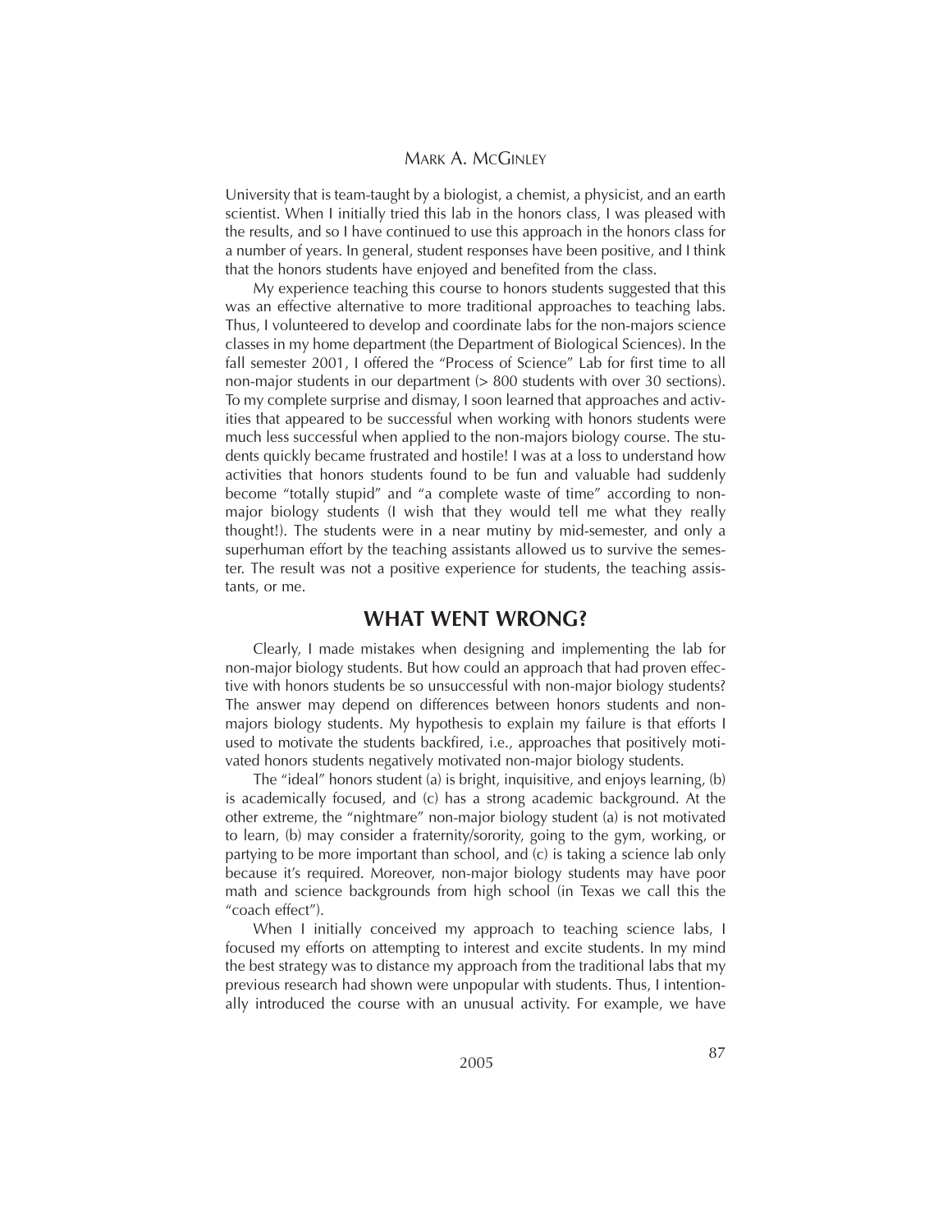University that is team-taught by a biologist, a chemist, a physicist, and an earth scientist. When I initially tried this lab in the honors class, I was pleased with the results, and so I have continued to use this approach in the honors class for a number of years. In general, student responses have been positive, and I think that the honors students have enjoyed and benefited from the class.

My experience teaching this course to honors students suggested that this was an effective alternative to more traditional approaches to teaching labs. Thus, I volunteered to develop and coordinate labs for the non-majors science classes in my home department (the Department of Biological Sciences). In the fall semester 2001, I offered the "Process of Science" Lab for first time to all non-major students in our department (> 800 students with over 30 sections). To my complete surprise and dismay, I soon learned that approaches and activities that appeared to be successful when working with honors students were much less successful when applied to the non-majors biology course. The students quickly became frustrated and hostile! I was at a loss to understand how activities that honors students found to be fun and valuable had suddenly become "totally stupid" and "a complete waste of time" according to non-major biology students (I wish that they would tell me what they really thought!). The students were in a near mutiny by mid-semester, and only a superhuman effort by the teaching assistants allowed us to survive the semester. The result was not a positive experience for students, the teaching assistants, or me.

## WHAT WENT WRONG?

Clearly, I made mistakes when designing and implementing the lab for non-major biology students. But how could an approach that had proven effective with honors students be so unsuccessful with non-major biology students? The answer may depend on differences between honors students and non-majors biology students. My hypothesis to explain my failure is that efforts I used to motivate the students backfired, i.e., approaches that positively motivated honors students negatively motivated non-major biology students.

The "ideal" honors student (a) is bright, inquisitive, and enjoys learning, (b) is academically focused, and (c) has a strong academic background. At the other extreme, the "nightmare" non-major biology student (a) is not motivated to learn, (b) may consider a fraternity/sorority, going to the gym, working, or partying to be more important than school, and (c) is taking a science lab only because it's required. Moreover, non-major biology students may have poor math and science backgrounds from high school (in Texas we call this the "coach effect").

When I initially conceived my approach to teaching science labs, I focused my efforts on attempting to interest and excite students. In my mind the best strategy was to distance my approach from the traditional labs that my previous research had shown were unpopular with students. Thus, I intentionally introduced the course with an unusual activity. For example, we have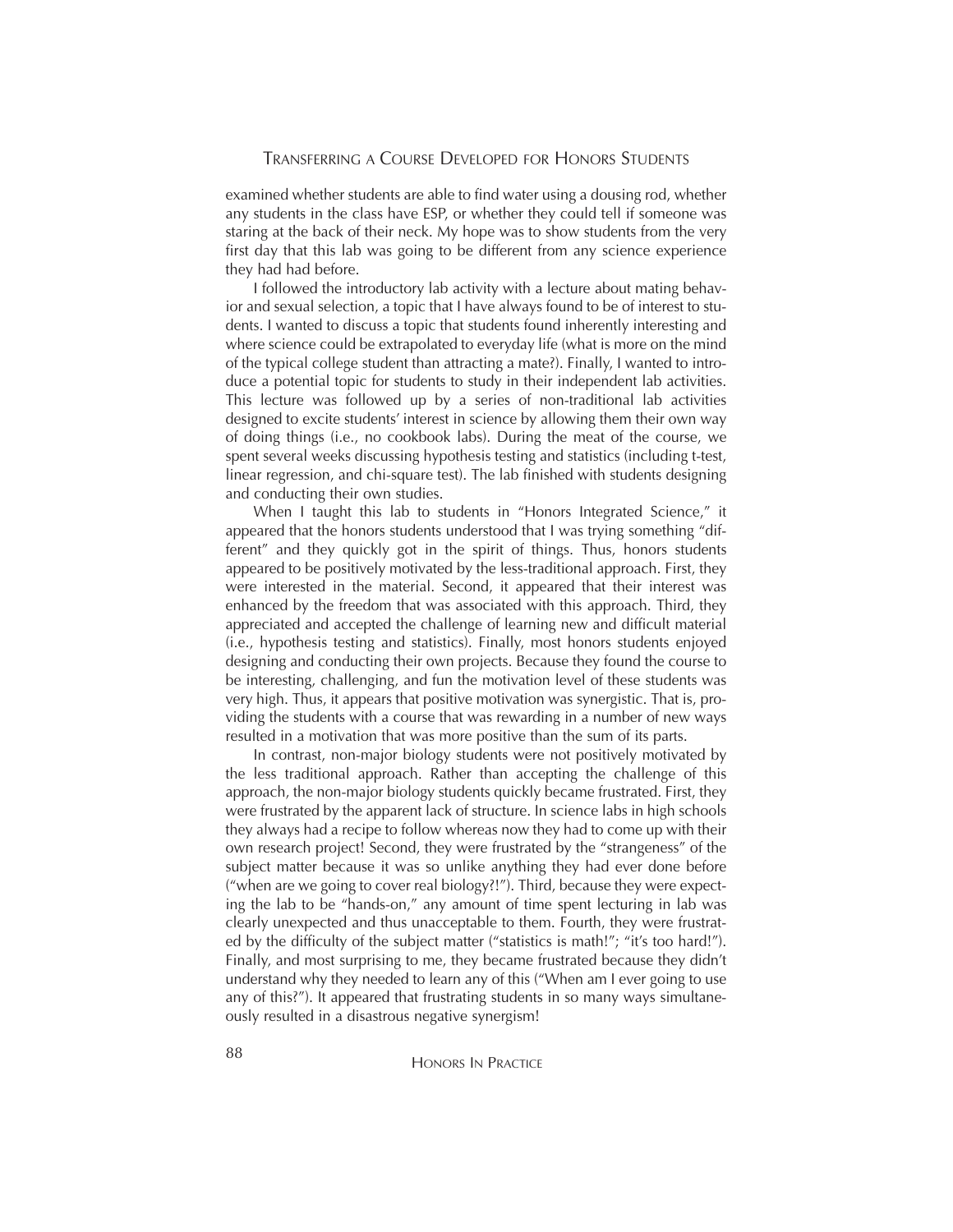examined whether students are able to find water using a dousing rod, whether any students in the class have ESP, or whether they could tell if someone was staring at the back of their neck. My hope was to show students from the very first day that this lab was going to be different from any science experience they had had before.

I followed the introductory lab activity with a lecture about mating behavior and sexual selection, a topic that I have always found to be of interest to students. I wanted to discuss a topic that students found inherently interesting and where science could be extrapolated to everyday life (what is more on the mind of the typical college student than attracting a mate?). Finally, I wanted to introduce a potential topic for students to study in their independent lab activities. This lecture was followed up by a series of non-traditional lab activities designed to excite students' interest in science by allowing them their own way of doing things (i.e., no cookbook labs). During the meat of the course, we spent several weeks discussing hypothesis testing and statistics (including t-test, linear regression, and chi-square test). The lab finished with students designing and conducting their own studies.

When I taught this lab to students in "Honors Integrated Science," it appeared that the honors students understood that I was trying something "different" and they quickly got in the spirit of things. Thus, honors students appeared to be positively motivated by the less-traditional approach. First, they were interested in the material. Second, it appeared that their interest was enhanced by the freedom that was associated with this approach. Third, they appreciated and accepted the challenge of learning new and difficult material (i.e., hypothesis testing and statistics). Finally, most honors students enjoyed designing and conducting their own projects. Because they found the course to be interesting, challenging, and fun the motivation level of these students was very high. Thus, it appears that positive motivation was synergistic. That is, providing the students with a course that was rewarding in a number of new ways resulted in a motivation that was more positive than the sum of its parts.

In contrast, non-major biology students were not positively motivated by the less traditional approach. Rather than accepting the challenge of this approach, the non-major biology students quickly became frustrated. First, they were frustrated by the apparent lack of structure. In science labs in high schools they always had a recipe to follow whereas now they had to come up with their own research project! Second, they were frustrated by the "strangeness" of the subject matter because it was so unlike anything they had ever done before ("when are we going to cover real biology?!"). Third, because they were expecting the lab to be "hands-on," any amount of time spent lecturing in lab was clearly unexpected and thus unacceptable to them. Fourth, they were frustrated by the difficulty of the subject matter ("statistics is math!"; "it's too hard!"). Finally, and most surprising to me, they became frustrated because they didn't understand why they needed to learn any of this ("When am I ever going to use any of this?"). It appeared that frustrating students in so many ways simultaneously resulted in a disastrous negative synergism!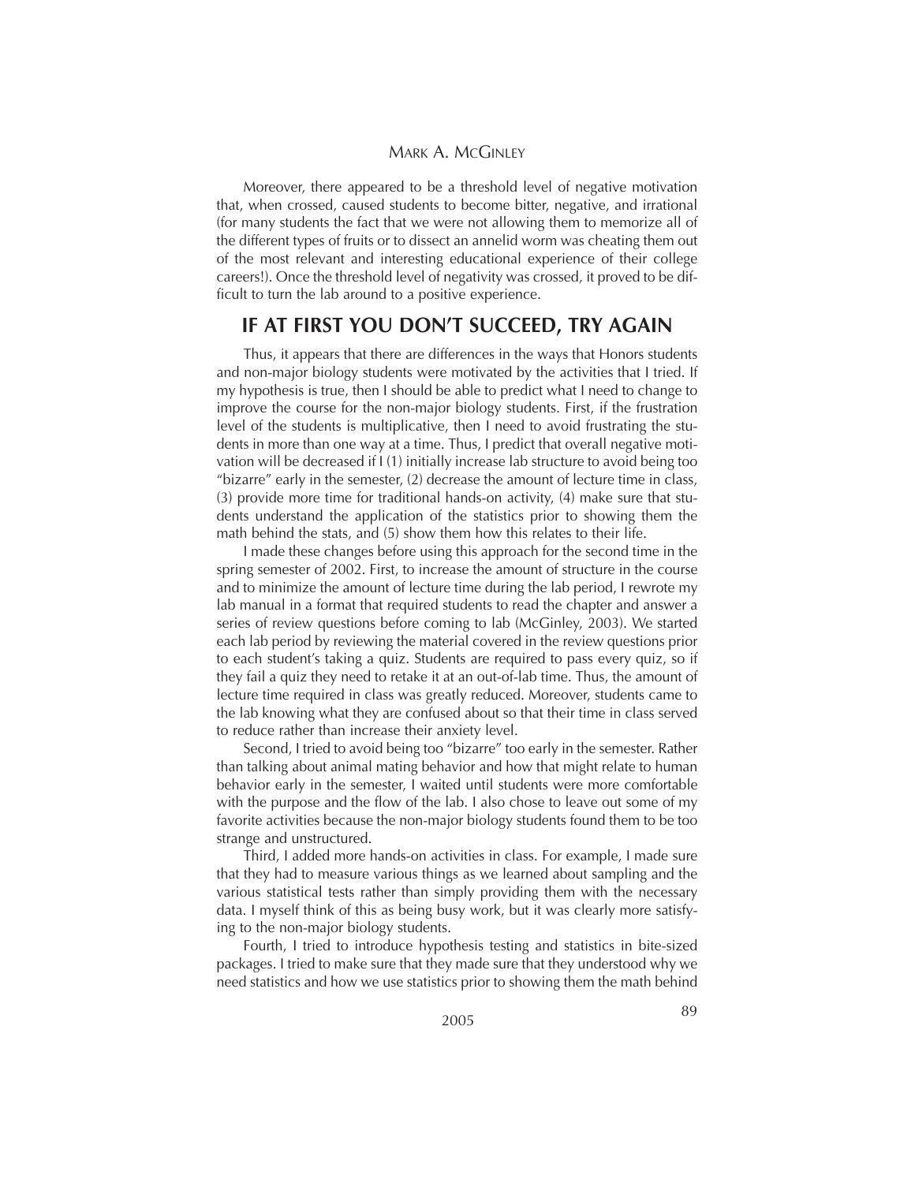Moreover, there appeared to be a threshold level of negative motivation that, when crossed, caused students to become bitter, negative, and irrational (for many students the fact that we were not allowing them to memorize all of the different types of fruits or to dissect an annelid worm was cheating them out of the most relevant and interesting educational experience of their college careers!). Once the threshold level of negativity was crossed, it proved to be difficult to turn the lab around to a positive experience.

## IF AT FIRST YOU DON'T SUCCEED, TRY AGAIN

Thus, it appears that there are differences in the ways that Honors students and non-major biology students were motivated by the activities that I tried. If my hypothesis is true, then I should be able to predict what I need to change to improve the course for the non-major biology students. First, if the frustration level of the students is multiplicative, then I need to avoid frustrating the students in more than one way at a time. Thus, I predict that overall negative motivation will be decreased if I (1) initially increase lab structure to avoid being too "bizarre" early in the semester, (2) decrease the amount of lecture time in class, (3) provide more time for traditional hands-on activity, (4) make sure that students understand the application of the statistics prior to showing them the math behind the stats, and (5) show them how this relates to their life.

I made these changes before using this approach for the second time in the spring semester of 2002. First, to increase the amount of structure in the course and to minimize the amount of lecture time during the lab period, I rewrote my lab manual in a format that required students to read the chapter and answer a series of review questions before coming to lab (McGinley, 2003). We started each lab period by reviewing the material covered in the review questions prior to each student's taking a quiz. Students are required to pass every quiz, so if they fail a quiz they need to retake it at an out-of-lab time. Thus, the amount of lecture time required in class was greatly reduced. Moreover, students came to the lab knowing what they are confused about so that their time in class served to reduce rather than increase their anxiety level.

Second, I tried to avoid being too "bizarre" too early in the semester. Rather than talking about animal mating behavior and how that might relate to human behavior early in the semester, I waited until students were more comfortable with the purpose and the flow of the lab. I also chose to leave out some of my favorite activities because the non-major biology students found them to be too strange and unstructured.

Third, I added more hands-on activities in class. For example, I made sure that they had to measure various things as we learned about sampling and the various statistical tests rather than simply providing them with the necessary data. I myself think of this as being busy work, but it was clearly more satisfying to the non-major biology students.

Fourth, I tried to introduce hypothesis testing and statistics in bite-sized packages. I tried to make sure that they made sure that they understood why we need statistics and how we use statistics prior to showing them the math behind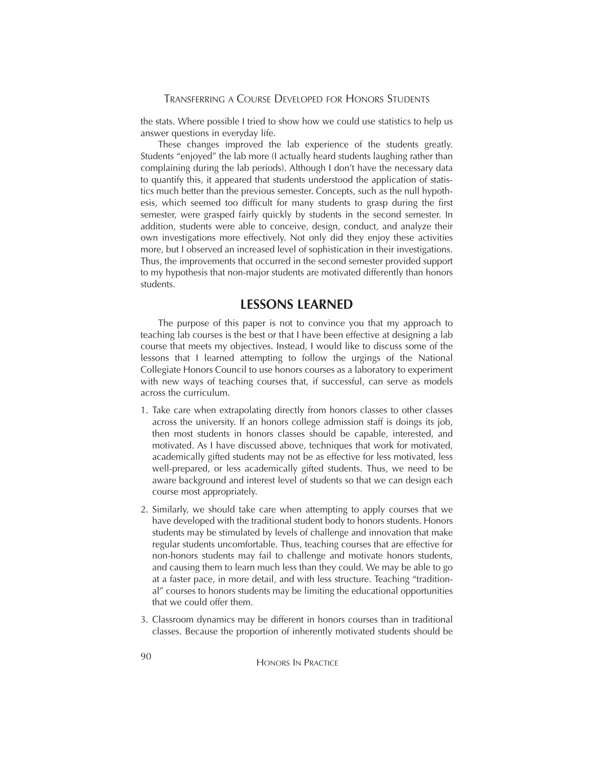the stats. Where possible I tried to show how we could use statistics to help us answer questions in everyday life.

These changes improved the lab experience of the students greatly. Students "enjoyed" the lab more (I actually heard students laughing rather than complaining during the lab periods). Although I don't have the necessary data to quantify this, it appeared that students understood the application of statistics much better than the previous semester. Concepts, such as the null hypothesis, which seemed too difficult for many students to grasp during the first semester, were grasped fairly quickly by students in the second semester. In addition, students were able to conceive, design, conduct, and analyze their own investigations more effectively. Not only did they enjoy these activities more, but I observed an increased level of sophistication in their investigations. Thus, the improvements that occurred in the second semester provided support to my hypothesis that non-major students are motivated differently than honors students.

## LESSONS LEARNED

The purpose of this paper is not to convince you that my approach to teaching lab courses is the best or that I have been effective at designing a lab course that meets my objectives. Instead, I would like to discuss some of the lessons that I learned attempting to follow the urgings of the National Collegiate Honors Council to use honors courses as a laboratory to experiment with new ways of teaching courses that, if successful, can serve as models across the curriculum.

1. Take care when extrapolating directly from honors classes to other classes across the university. If an honors college admission staff is doings its job, then most students in honors classes should be capable, interested, and motivated. As I have discussed above, techniques that work for motivated, academically gifted students may not be as effective for less motivated, less well-prepared, or less academically gifted students. Thus, we need to be aware background and interest level of students so that we can design each course most appropriately.

2. Similarly, we should take care when attempting to apply courses that we have developed with the traditional student body to honors students. Honors students may be stimulated by levels of challenge and innovation that make regular students uncomfortable. Thus, teaching courses that are effective for non-honors students may fail to challenge and motivate honors students, and causing them to learn much less than they could. We may be able to go at a faster pace, in more detail, and with less structure. Teaching "traditional" courses to honors students may be limiting the educational opportunities that we could offer them.

3. Classroom dynamics may be different in honors courses than in traditional classes. Because the proportion of inherently motivated students should be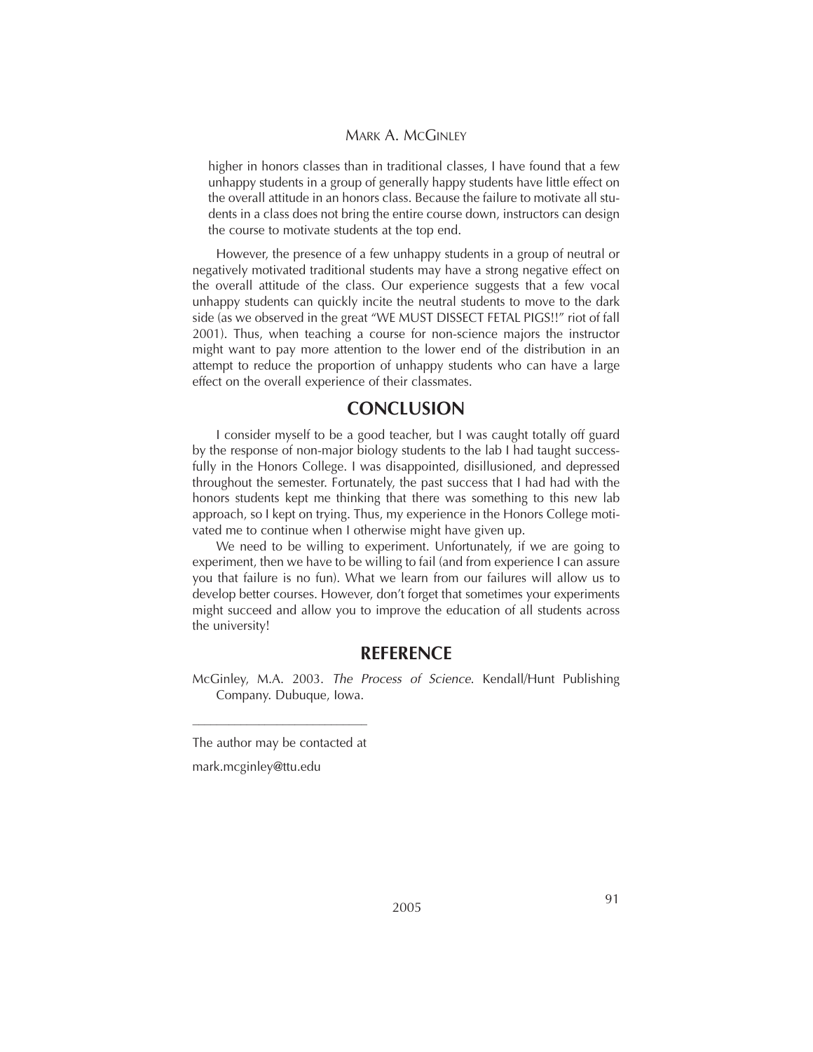higher in honors classes than in traditional classes, I have found that a few unhappy students in a group of generally happy students have little effect on the overall attitude in an honors class. Because the failure to motivate all students in a class does not bring the entire course down, instructors can design the course to motivate students at the top end.

However, the presence of a few unhappy students in a group of neutral or negatively motivated traditional students may have a strong negative effect on the overall attitude of the class. Our experience suggests that a few vocal unhappy students can quickly incite the neutral students to move to the dark side (as we observed in the great "WE MUST DISSECT FETAL PIGS!!" riot of fall 2001). Thus, when teaching a course for non-science majors the instructor might want to pay more attention to the lower end of the distribution in an attempt to reduce the proportion of unhappy students who can have a large effect on the overall experience of their classmates.

## CONCLUSION

I consider myself to be a good teacher, but I was caught totally off guard by the response of non-major biology students to the lab I had taught successfully in the Honors College. I was disappointed, disillusioned, and depressed throughout the semester. Fortunately, the past success that I had had with the honors students kept me thinking that there was something to this new lab approach, so I kept on trying. Thus, my experience in the Honors College motivated me to continue when I otherwise might have given up.

We need to be willing to experiment. Unfortunately, if we are going to experiment, then we have to be willing to fail (and from experience I can assure you that failure is no fun). What we learn from our failures will allow us to develop better courses. However, don't forget that sometimes your experiments might succeed and allow you to improve the education of all students across the university!

## REFERENCE

McGinley, M.A. 2003. *The Process of Science*. Kendall/Hunt Publishing Company. Dubuque, Iowa.

---

The author may be contacted at

mark.mcginley@ttu.edu